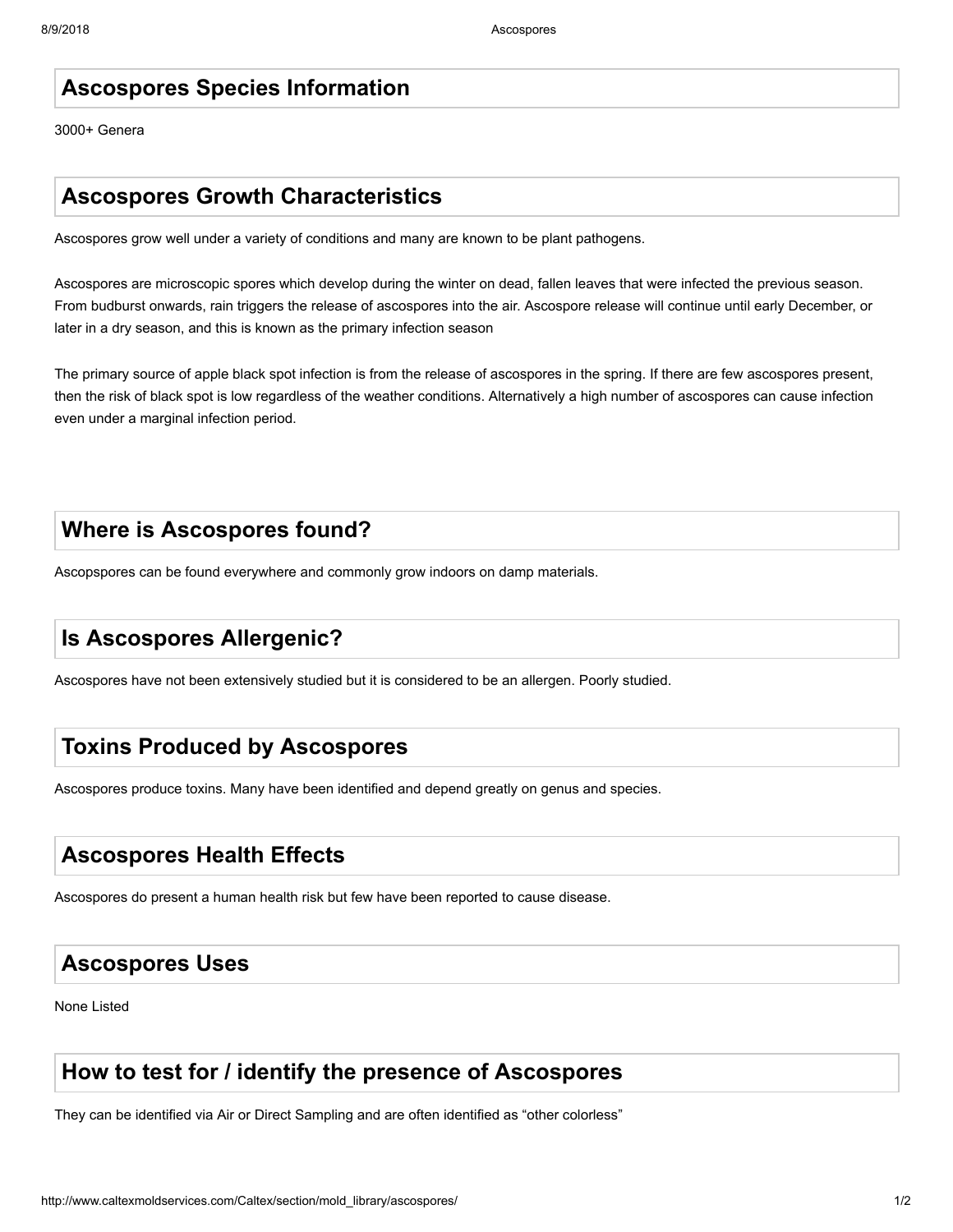## Ascospores Species Information

3000+ Genera

## Ascospores Growth Characteristics

Ascospores grow well under a variety of conditions and many are known to be plant pathogens.

Ascospores are microscopic spores which develop during the winter on dead, fallen leaves that were infected the previous season. From budburst onwards, rain triggers the release of ascospores into the air. Ascospore release will continue until early December, or later in a dry season, and this is known as the primary infection season

The primary source of apple black spot infection is from the release of ascospores in the spring. If there are few ascospores present, then the risk of black spot is low regardless of the weather conditions. Alternatively a high number of ascospores can cause infection even under a marginal infection period.

## Where is Ascospores found?

Ascopspores can be found everywhere and commonly grow indoors on damp materials.

## Is Ascospores Allergenic?

Ascospores have not been extensively studied but it is considered to be an allergen. Poorly studied.

## Toxins Produced by Ascospores

Ascospores produce toxins. Many have been identified and depend greatly on genus and species.

## Ascospores Health Effects

Ascospores do present a human health risk but few have been reported to cause disease.

## Ascospores Uses

None Listed

## How to test for / identify the presence of Ascospores

They can be identified via Air or Direct Sampling and are often identified as “other colorless”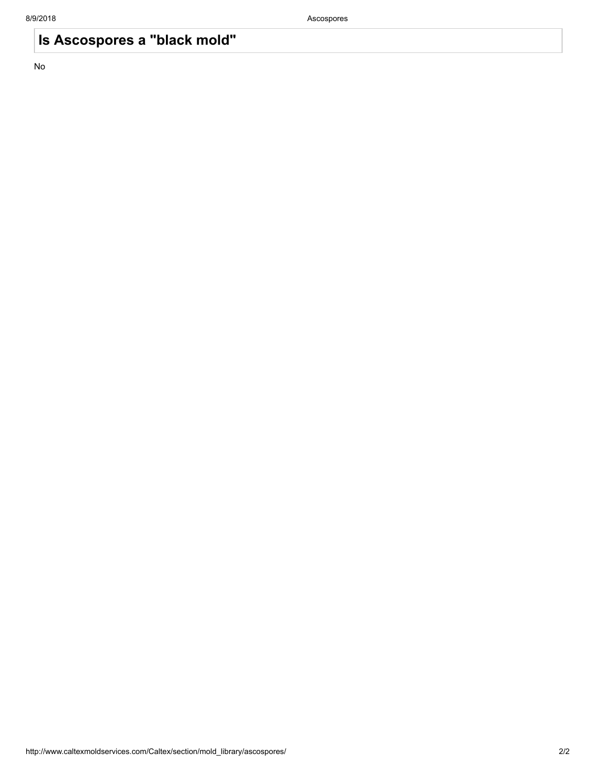## Is Ascospores a "black mold"

No